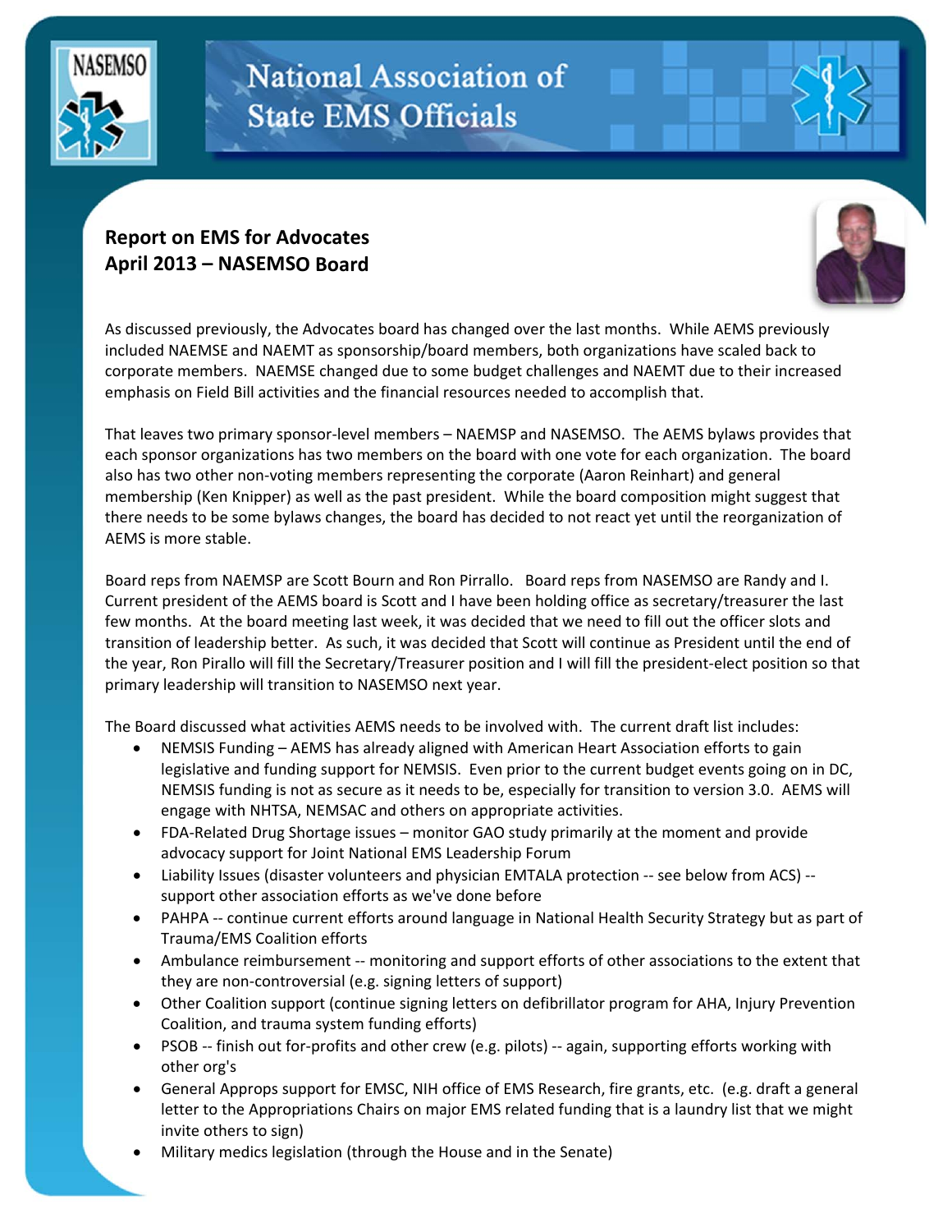# National Association of State EMS Officials

## Report on EMS for Advocates
## April 2013 – NASEMSO Board

As discussed previously, the Advocates board has changed over the last months. While AEMS previously included NAEMSE and NAEMT as sponsorship/board members, both organizations have scaled back to corporate members. NAEMSE changed due to some budget challenges and NAEMT due to their increased emphasis on Field Bill activities and the financial resources needed to accomplish that.

That leaves two primary sponsor-level members – NAEMSP and NASEMSO. The AEMS bylaws provides that each sponsor organizations has two members on the board with one vote for each organization. The board also has two other non-voting members representing the corporate (Aaron Reinhart) and general membership (Ken Knipper) as well as the past president. While the board composition might suggest that there needs to be some bylaws changes, the board has decided to not react yet until the reorganization of AEMS is more stable.

Board reps from NAEMSP are Scott Bourn and Ron Pirrallo. Board reps from NASEMSO are Randy and I. Current president of the AEMS board is Scott and I have been holding office as secretary/treasurer the last few months. At the board meeting last week, it was decided that we need to fill out the officer slots and transition of leadership better. As such, it was decided that Scott will continue as President until the end of the year, Ron Pirallo will fill the Secretary/Treasurer position and I will fill the president-elect position so that primary leadership will transition to NASEMSO next year.

The Board discussed what activities AEMS needs to be involved with. The current draft list includes:

- NEMSIS Funding – AEMS has already aligned with American Heart Association efforts to gain legislative and funding support for NEMSIS. Even prior to the current budget events going on in DC, NEMSIS funding is not as secure as it needs to be, especially for transition to version 3.0. AEMS will engage with NHTSA, NEMSAC and others on appropriate activities.
- FDA-Related Drug Shortage issues – monitor GAO study primarily at the moment and provide advocacy support for Joint National EMS Leadership Forum
- Liability Issues (disaster volunteers and physician EMTALA protection -- see below from ACS) -- support other association efforts as we've done before
- PAHPA -- continue current efforts around language in National Health Security Strategy but as part of Trauma/EMS Coalition efforts
- Ambulance reimbursement -- monitoring and support efforts of other associations to the extent that they are non-controversial (e.g. signing letters of support)
- Other Coalition support (continue signing letters on defibrillator program for AHA, Injury Prevention Coalition, and trauma system funding efforts)
- PSOB -- finish out for-profits and other crew (e.g. pilots) -- again, supporting efforts working with other org's
- General Approps support for EMSC, NIH office of EMS Research, fire grants, etc. (e.g. draft a general letter to the Appropriations Chairs on major EMS related funding that is a laundry list that we might invite others to sign)
- Military medics legislation (through the House and in the Senate)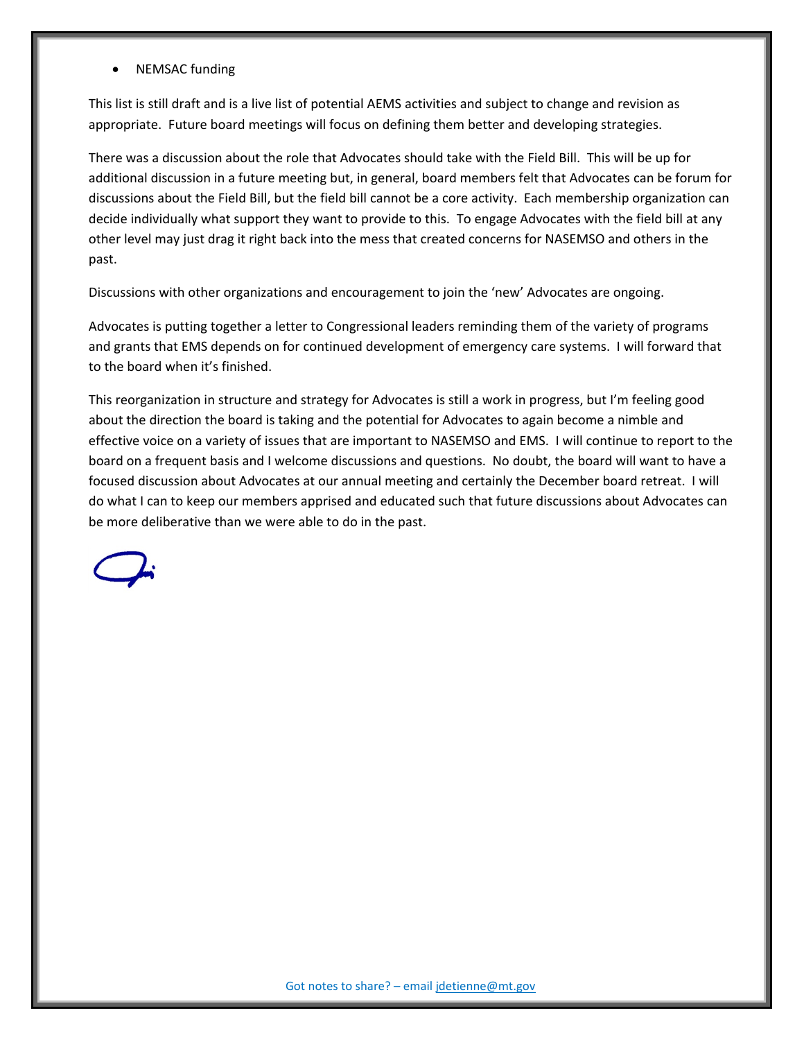- NEMSAC funding

This list is still draft and is a live list of potential AEMS activities and subject to change and revision as appropriate. Future board meetings will focus on defining them better and developing strategies.

There was a discussion about the role that Advocates should take with the Field Bill. This will be up for additional discussion in a future meeting but, in general, board members felt that Advocates can be forum for discussions about the Field Bill, but the field bill cannot be a core activity. Each membership organization can decide individually what support they want to provide to this. To engage Advocates with the field bill at any other level may just drag it right back into the mess that created concerns for NASEMSO and others in the past.

Discussions with other organizations and encouragement to join the 'new' Advocates are ongoing.

Advocates is putting together a letter to Congressional leaders reminding them of the variety of programs and grants that EMS depends on for continued development of emergency care systems. I will forward that to the board when it's finished.

This reorganization in structure and strategy for Advocates is still a work in progress, but I'm feeling good about the direction the board is taking and the potential for Advocates to again become a nimble and effective voice on a variety of issues that are important to NASEMSO and EMS. I will continue to report to the board on a frequent basis and I welcome discussions and questions. No doubt, the board will want to have a focused discussion about Advocates at our annual meeting and certainly the December board retreat. I will do what I can to keep our members apprised and educated such that future discussions about Advocates can be more deliberative than we were able to do in the past.

Got notes to share? – email jdetienne@mt.gov